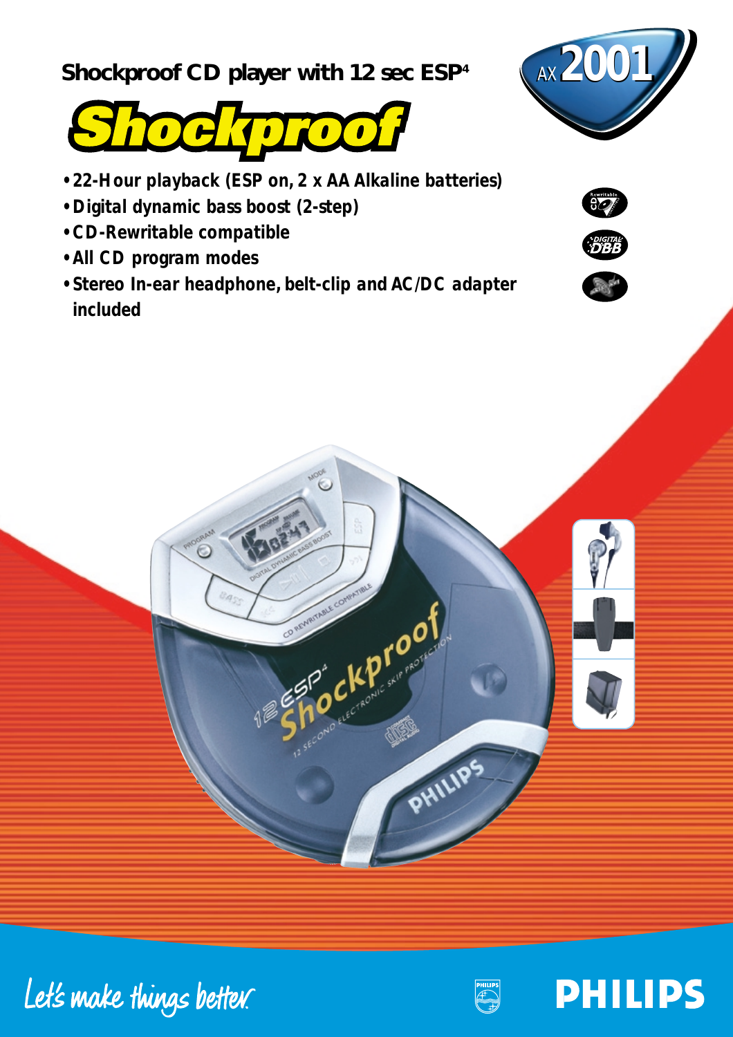# Shockproof CD player with 12 sec ESP[4]

**AX 2001**

## Shockproof

- **22-Hour playback (ESP on, 2 x AA Alkaline batteries)**
- **Digital dynamic bass boost (2-step)**
- **CD-Rewritable compatible**
- **All CD program modes**
- **Stereo In-ear headphone, belt-clip and AC/DC adapter included**

*Let's make things better.*

**PHILIPS**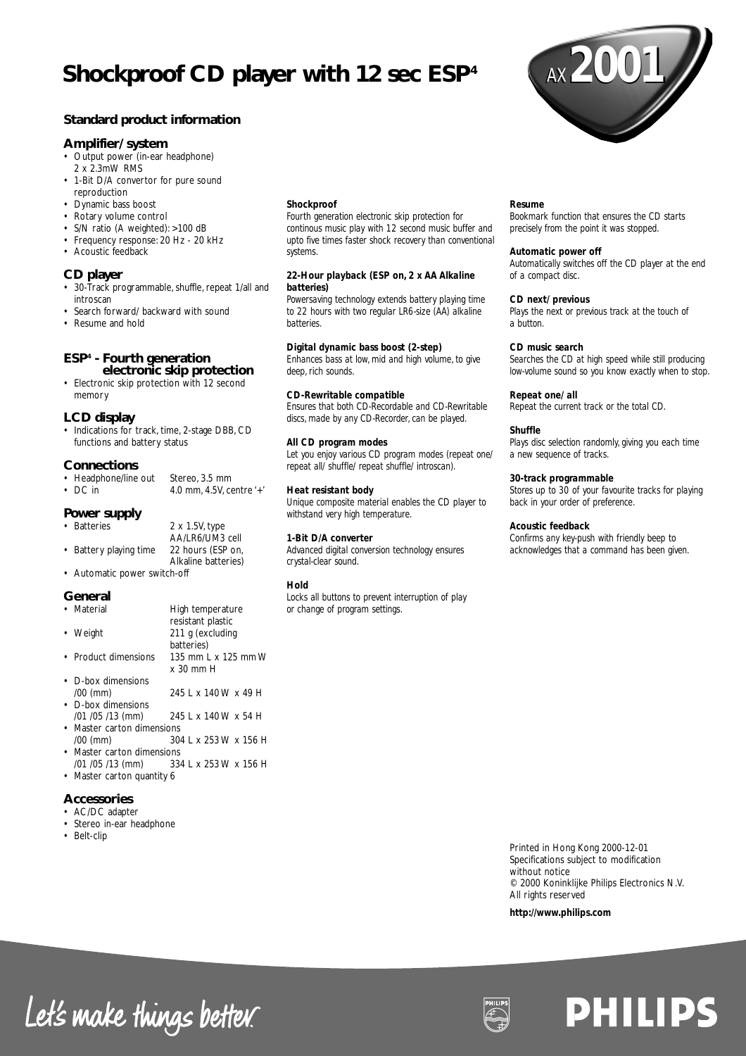# Shockproof CD player with 12 sec ESP[4]

AX 2001

## Standard product information

### Amplifier/system

- Output power (in-ear headphone) 2 x 2.3mW RMS
- 1-Bit D/A convertor for pure sound reproduction
- Dynamic bass boost
- Rotary volume control
- S/N ratio (A weighted): >100 dB
- Frequency response: 20 Hz - 20 kHz
- Acoustic feedback

### CD player

- 30-Track programmable, shuffle, repeat 1/all and introscan
- Search forward/backward with sound
- Resume and hold

### ESP[4] - Fourth generation electronic skip protection

- Electronic skip protection with 12 second memory

### LCD display

- Indications for track, time, 2-stage DBB, CD functions and battery status

### Connections

- Headphone/line out: Stereo, 3.5 mm
- DC in: 4.0 mm, 4.5V, centre '+'

### Power supply

- Batteries: 2 x 1.5V, type AA/LR6/UM3 cell
- Battery playing time: 22 hours (ESP on, Alkaline batteries)
- Automatic power switch-off

### General

- Material: High temperature resistant plastic
- Weight: 211 g (excluding batteries)
- Product dimensions: 135 mm L x 125 mm W x 30 mm H
- D-box dimensions /00 (mm): 245 L x 140 W x 49 H
- D-box dimensions /01 /05 /13 (mm): 245 L x 140 W x 54 H
- Master carton dimensions /00 (mm): 304 L x 253 W x 156 H
- Master carton dimensions /01 /05 /13 (mm): 334 L x 253 W x 156 H
- Master carton quantity 6

### Accessories

- AC/DC adapter
- Stereo in-ear headphone
- Belt-clip

**Shockproof**
Fourth generation electronic skip protection for continous music play with 12 second music buffer and upto five times faster shock recovery than conventional systems.

**22-Hour playback (ESP on, 2 x AA Alkaline batteries)**
Powersaving technology extends battery playing time to 22 hours with two regular LR6-size (AA) alkaline batteries.

**Digital dynamic bass boost (2-step)**
Enhances bass at low, mid and high volume, to give deep, rich sounds.

**CD-Rewritable compatible**
Ensures that both CD-Recordable and CD-Rewritable discs, made by any CD-Recorder, can be played.

**All CD program modes**
Let you enjoy various CD program modes (repeat one/ repeat all/ shuffle/ repeat shuffle/ introscan).

**Heat resistant body**
Unique composite material enables the CD player to withstand very high temperature.

**1-Bit D/A converter**
Advanced digital conversion technology ensures crystal-clear sound.

**Hold**
Locks all buttons to prevent interruption of play or change of program settings.

**Resume**
Bookmark function that ensures the CD starts precisely from the point it was stopped.

**Automatic power off**
Automatically switches off the CD player at the end of a compact disc.

**CD next/previous**
Plays the next or previous track at the touch of a button.

**CD music search**
Searches the CD at high speed while still producing low-volume sound so you know exactly when to stop.

**Repeat one/all**
Repeat the current track or the total CD.

**Shuffle**
Plays disc selection randomly, giving you each time a new sequence of tracks.

**30-track programmable**
Stores up to 30 of your favourite tracks for playing back in your order of preference.

**Acoustic feedback**
Confirms any key-push with friendly beep to acknowledges that a command has been given.

Printed in Hong Kong 2000-12-01
Specifications subject to modification without notice
© 2000 Koninklijke Philips Electronics N.V.
All rights reserved

**http://www.philips.com**

Let's make things better.

PHILIPS